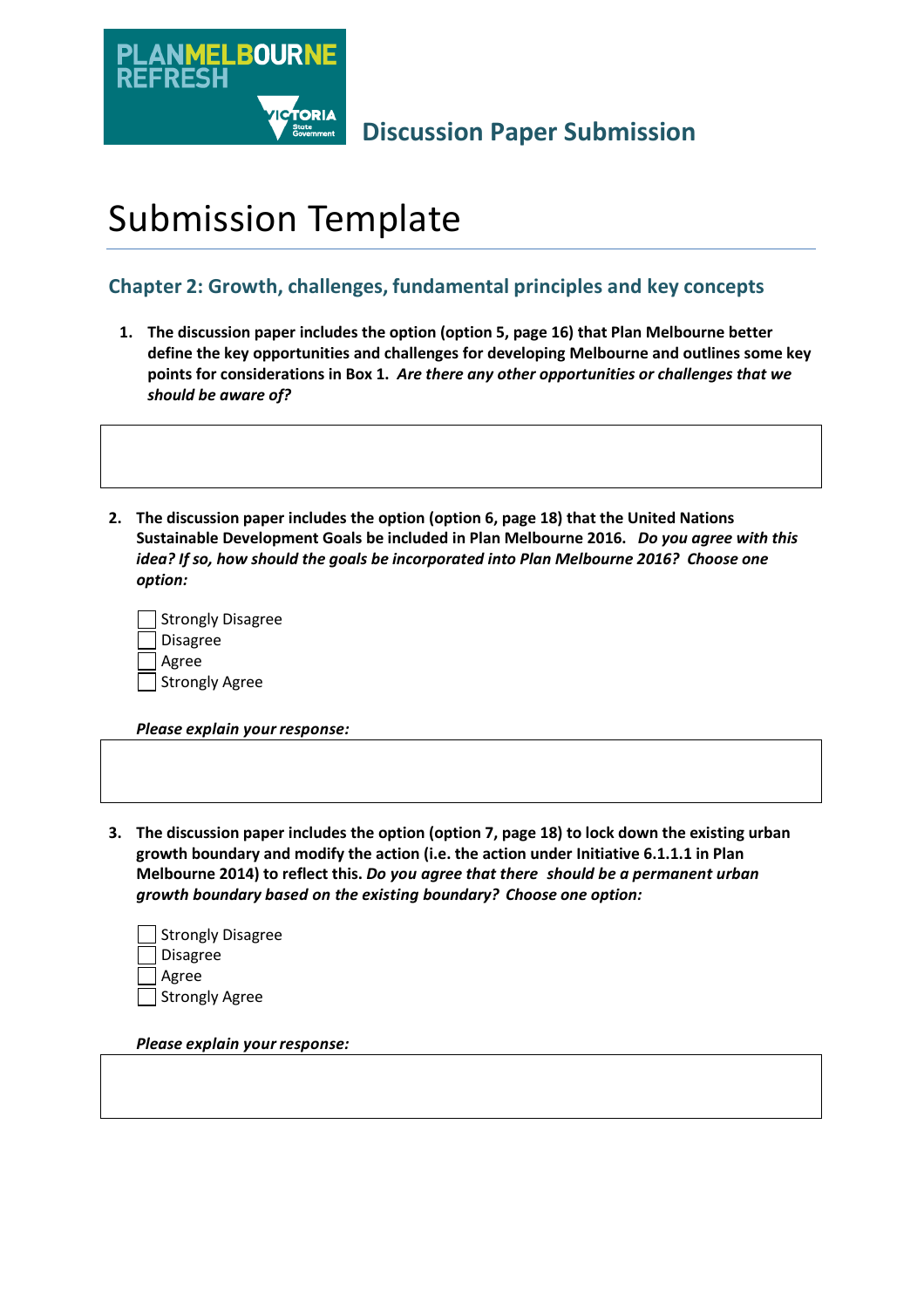PLANMELBOURNE REFRESH

VICTORIA State Government

**Discussion Paper Submission**

# Submission Template

## Chapter 2: Growth, challenges, fundamental principles and key concepts

1. **The discussion paper includes the option (option 5, page 16) that Plan Melbourne better define the key opportunities and challenges for developing Melbourne and outlines some key points for considerations in Box 1.** ***Are there any other opportunities or challenges that we should be aware of?***

2. **The discussion paper includes the option (option 6, page 18) that the United Nations Sustainable Development Goals be included in Plan Melbourne 2016.** ***Do you agree with this idea? If so, how should the goals be incorporated into Plan Melbourne 2016? Choose one option:***

   - [ ] Strongly Disagree
   - [ ] Disagree
   - [ ] Agree
   - [ ] Strongly Agree

   ***Please explain your response:***

3. **The discussion paper includes the option (option 7, page 18) to lock down the existing urban growth boundary and modify the action (i.e. the action under Initiative 6.1.1.1 in Plan Melbourne 2014) to reflect this.** ***Do you agree that there should be a permanent urban growth boundary based on the existing boundary? Choose one option:***

   - [ ] Strongly Disagree
   - [ ] Disagree
   - [ ] Agree
   - [ ] Strongly Agree

   ***Please explain your response:***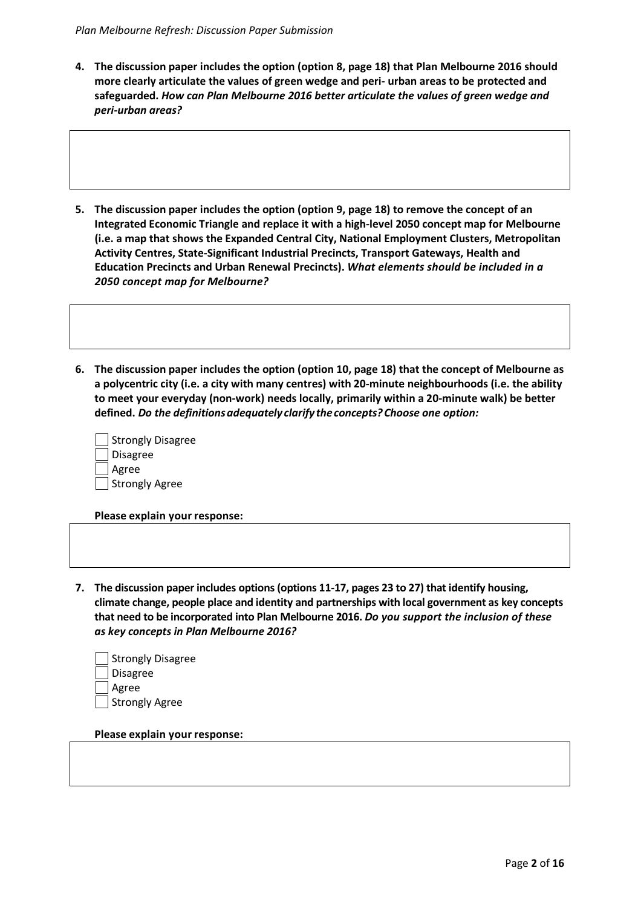**4. The discussion paper includes the option (option 8, page 18) that Plan Melbourne 2016 should more clearly articulate the values of green wedge and peri- urban areas to be protected and safeguarded.** ***How can Plan Melbourne 2016 better articulate the values of green wedge and peri-urban areas?***

**5. The discussion paper includes the option (option 9, page 18) to remove the concept of an Integrated Economic Triangle and replace it with a high-level 2050 concept map for Melbourne (i.e. a map that shows the Expanded Central City, National Employment Clusters, Metropolitan Activity Centres, State-Significant Industrial Precincts, Transport Gateways, Health and Education Precincts and Urban Renewal Precincts).** ***What elements should be included in a 2050 concept map for Melbourne?***

**6. The discussion paper includes the option (option 10, page 18) that the concept of Melbourne as a polycentric city (i.e. a city with many centres) with 20-minute neighbourhoods (i.e. the ability to meet your everyday (non-work) needs locally, primarily within a 20-minute walk) be better defined.** ***Do the definitions adequately clarify the concepts? Choose one option:***

- [ ] Strongly Disagree
- [ ] Disagree
- [ ] Agree
- [ ] Strongly Agree

**Please explain your response:**

**7. The discussion paper includes options (options 11-17, pages 23 to 27) that identify housing, climate change, people place and identity and partnerships with local government as key concepts that need to be incorporated into Plan Melbourne 2016.** ***Do you support the inclusion of these as key concepts in Plan Melbourne 2016?***

- [ ] Strongly Disagree
- [ ] Disagree
- [ ] Agree
- [ ] Strongly Agree

**Please explain your response:**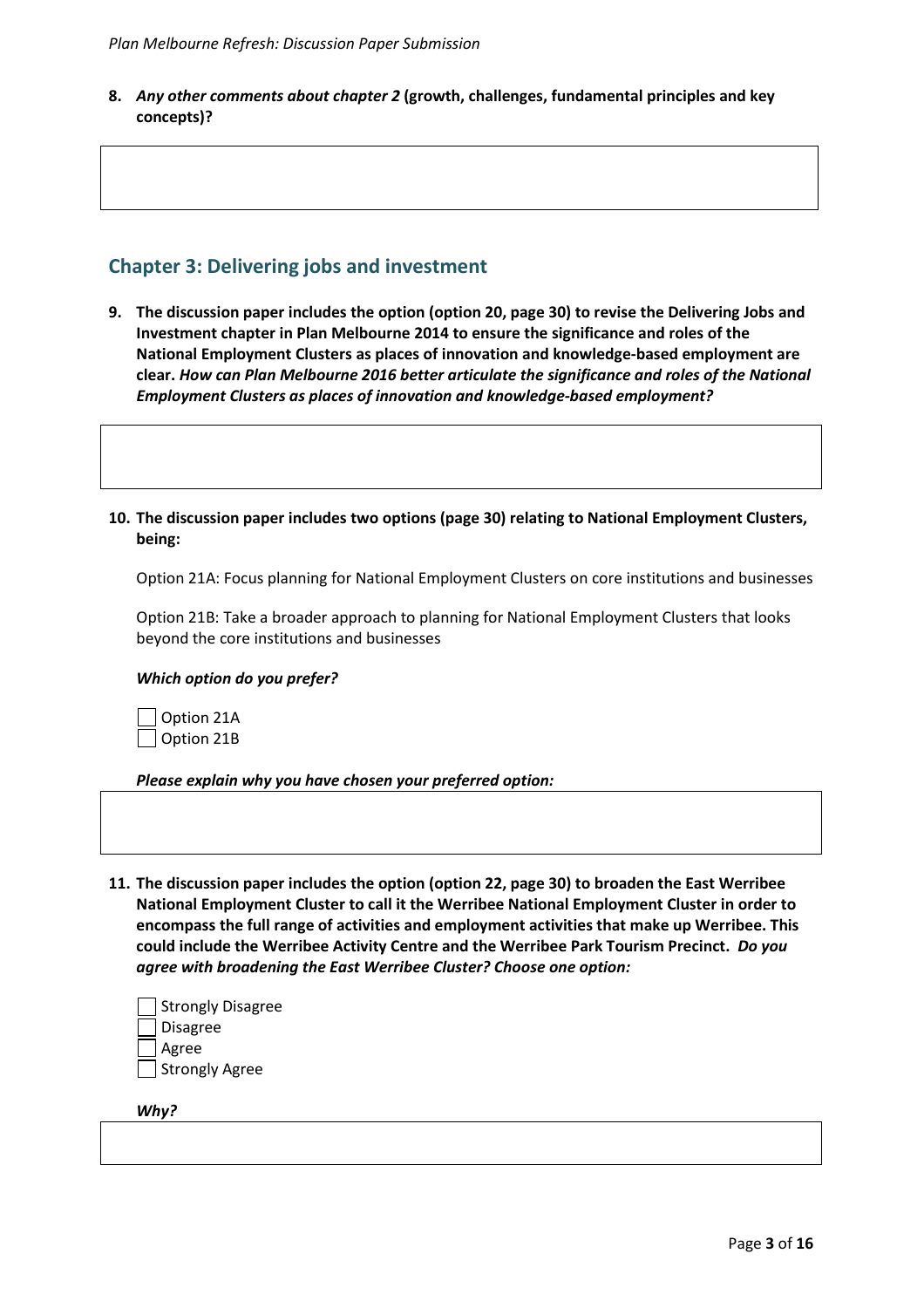8. ***Any other comments about chapter 2*** **(growth, challenges, fundamental principles and key concepts)?**

## Chapter 3: Delivering jobs and investment

9. **The discussion paper includes the option (option 20, page 30) to revise the Delivering Jobs and Investment chapter in Plan Melbourne 2014 to ensure the significance and roles of the National Employment Clusters as places of innovation and knowledge-based employment are clear.** ***How can Plan Melbourne 2016 better articulate the significance and roles of the National Employment Clusters as places of innovation and knowledge-based employment?***

10. **The discussion paper includes two options (page 30) relating to National Employment Clusters, being:**

    Option 21A: Focus planning for National Employment Clusters on core institutions and businesses

    Option 21B: Take a broader approach to planning for National Employment Clusters that looks beyond the core institutions and businesses

    ***Which option do you prefer?***

    - [ ] Option 21A
    - [ ] Option 21B

    ***Please explain why you have chosen your preferred option:***

11. **The discussion paper includes the option (option 22, page 30) to broaden the East Werribee National Employment Cluster to call it the Werribee National Employment Cluster in order to encompass the full range of activities and employment activities that make up Werribee. This could include the Werribee Activity Centre and the Werribee Park Tourism Precinct.** ***Do you agree with broadening the East Werribee Cluster? Choose one option:***

    - [ ] Strongly Disagree
    - [ ] Disagree
    - [ ] Agree
    - [ ] Strongly Agree

    ***Why?***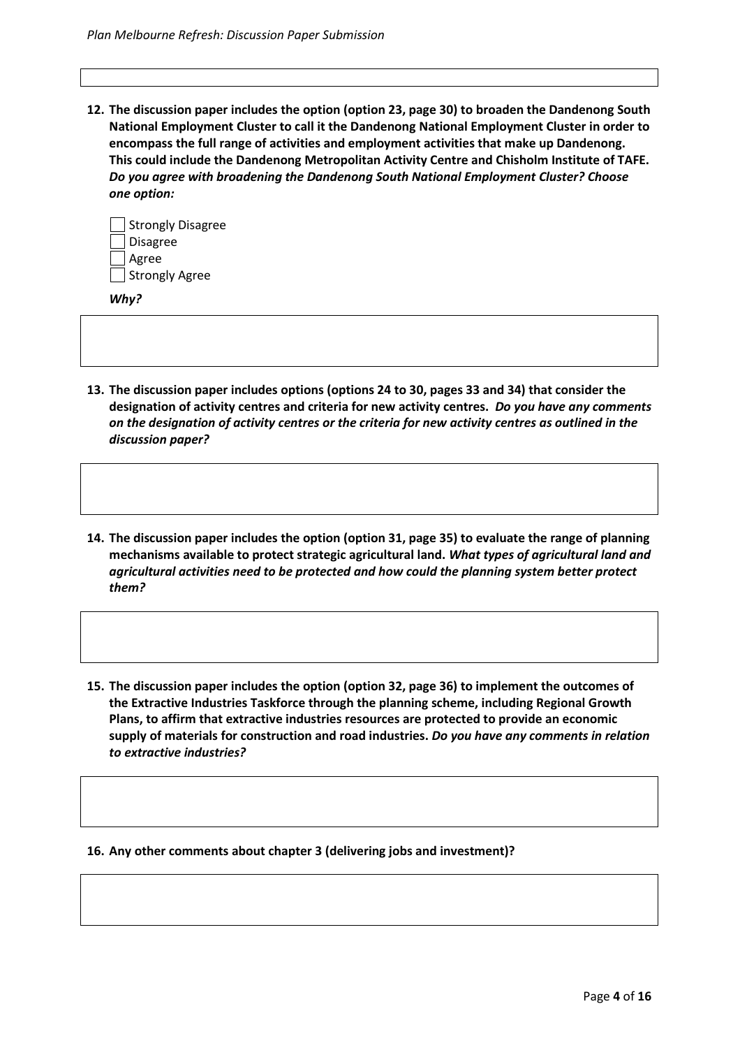**12. The discussion paper includes the option (option 23, page 30) to broaden the Dandenong South National Employment Cluster to call it the Dandenong National Employment Cluster in order to encompass the full range of activities and employment activities that make up Dandenong. This could include the Dandenong Metropolitan Activity Centre and Chisholm Institute of TAFE. *Do you agree with broadening the Dandenong South National Employment Cluster? Choose one option:***

- [ ] Strongly Disagree
- [ ] Disagree
- [ ] Agree
- [ ] Strongly Agree

***Why?***

**13. The discussion paper includes options (options 24 to 30, pages 33 and 34) that consider the designation of activity centres and criteria for new activity centres. *Do you have any comments on the designation of activity centres or the criteria for new activity centres as outlined in the discussion paper?***

**14. The discussion paper includes the option (option 31, page 35) to evaluate the range of planning mechanisms available to protect strategic agricultural land. *What types of agricultural land and agricultural activities need to be protected and how could the planning system better protect them?***

**15. The discussion paper includes the option (option 32, page 36) to implement the outcomes of the Extractive Industries Taskforce through the planning scheme, including Regional Growth Plans, to affirm that extractive industries resources are protected to provide an economic supply of materials for construction and road industries. *Do you have any comments in relation to extractive industries?***

**16. Any other comments about chapter 3 (delivering jobs and investment)?**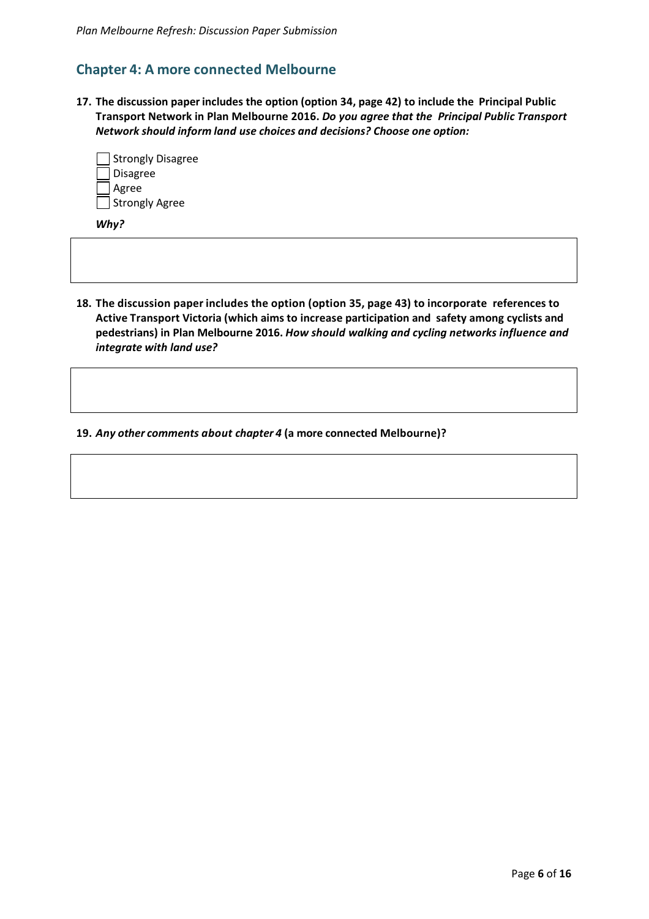## Chapter 4: A more connected Melbourne

17. **The discussion paper includes the option (option 34, page 42) to include the Principal Public Transport Network in Plan Melbourne 2016.** ***Do you agree that the Principal Public Transport Network should inform land use choices and decisions? Choose one option:***

- [ ] Strongly Disagree
- [ ] Disagree
- [ ] Agree
- [ ] Strongly Agree

***Why?***

18. **The discussion paper includes the option (option 35, page 43) to incorporate references to Active Transport Victoria (which aims to increase participation and safety among cyclists and pedestrians) in Plan Melbourne 2016.** ***How should walking and cycling networks influence and integrate with land use?***

19. ***Any other comments about chapter 4*** **(a more connected Melbourne)?**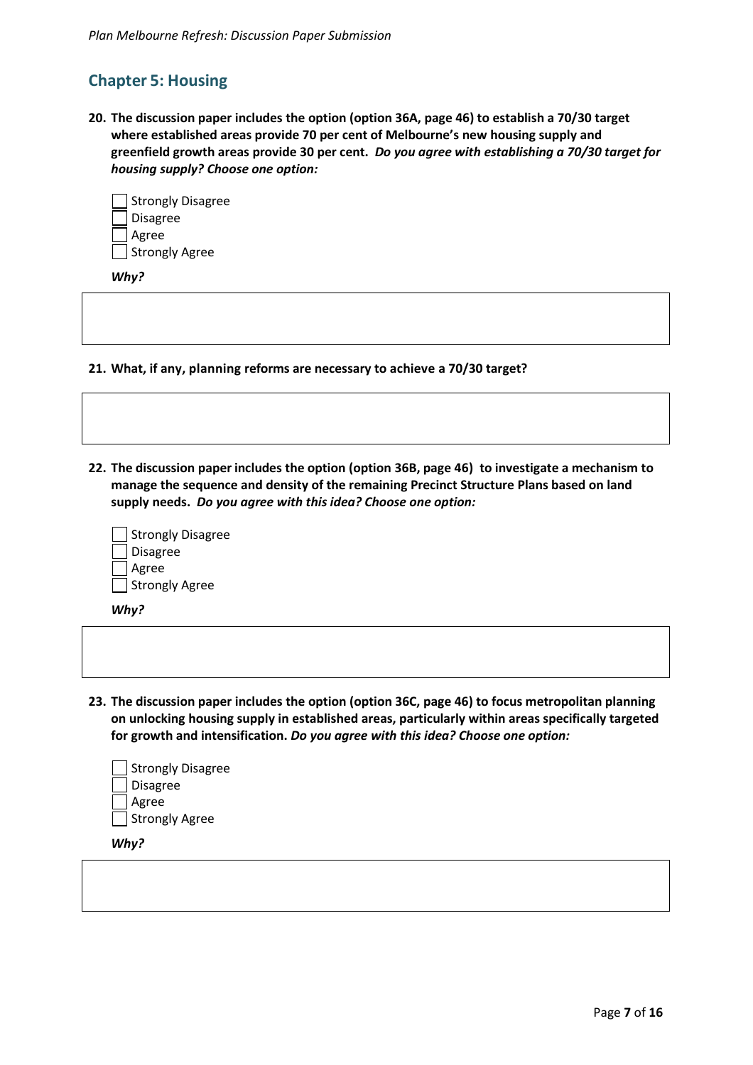## Chapter 5: Housing

**20. The discussion paper includes the option (option 36A, page 46) to establish a 70/30 target where established areas provide 70 per cent of Melbourne's new housing supply and greenfield growth areas provide 30 per cent. *Do you agree with establishing a 70/30 target for housing supply? Choose one option:***

- [ ] Strongly Disagree
- [ ] Disagree
- [ ] Agree
- [ ] Strongly Agree

***Why?***

**21. What, if any, planning reforms are necessary to achieve a 70/30 target?**

**22. The discussion paper includes the option (option 36B, page 46) to investigate a mechanism to manage the sequence and density of the remaining Precinct Structure Plans based on land supply needs. *Do you agree with this idea? Choose one option:***

- [ ] Strongly Disagree
- [ ] Disagree
- [ ] Agree
- [ ] Strongly Agree

***Why?***

**23. The discussion paper includes the option (option 36C, page 46) to focus metropolitan planning on unlocking housing supply in established areas, particularly within areas specifically targeted for growth and intensification. *Do you agree with this idea? Choose one option:***

- [ ] Strongly Disagree
- [ ] Disagree
- [ ] Agree
- [ ] Strongly Agree

***Why?***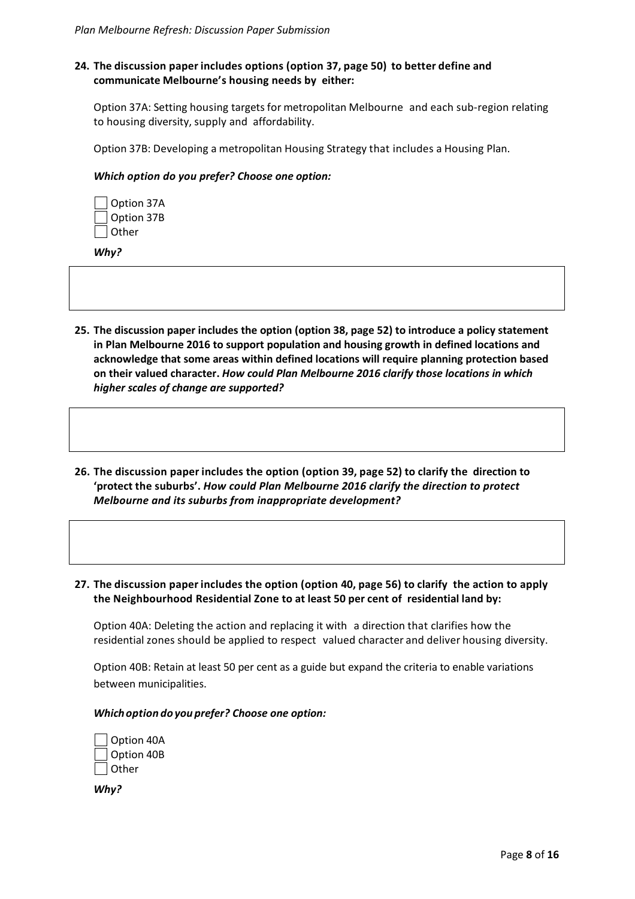**24. The discussion paper includes options (option 37, page 50) to better define and communicate Melbourne's housing needs by either:**

Option 37A: Setting housing targets for metropolitan Melbourne and each sub-region relating to housing diversity, supply and affordability.

Option 37B: Developing a metropolitan Housing Strategy that includes a Housing Plan.

***Which option do you prefer? Choose one option:***

- [ ] Option 37A
- [ ] Option 37B
- [ ] Other

***Why?***

**25. The discussion paper includes the option (option 38, page 52) to introduce a policy statement in Plan Melbourne 2016 to support population and housing growth in defined locations and acknowledge that some areas within defined locations will require planning protection based on their valued character.** ***How could Plan Melbourne 2016 clarify those locations in which higher scales of change are supported?***

**26. The discussion paper includes the option (option 39, page 52) to clarify the direction to 'protect the suburbs'.** ***How could Plan Melbourne 2016 clarify the direction to protect Melbourne and its suburbs from inappropriate development?***

**27. The discussion paper includes the option (option 40, page 56) to clarify the action to apply the Neighbourhood Residential Zone to at least 50 per cent of residential land by:**

Option 40A: Deleting the action and replacing it with a direction that clarifies how the residential zones should be applied to respect valued character and deliver housing diversity.

Option 40B: Retain at least 50 per cent as a guide but expand the criteria to enable variations between municipalities.

***Which option do you prefer? Choose one option:***

- [ ] Option 40A
- [ ] Option 40B
- [ ] Other

***Why?***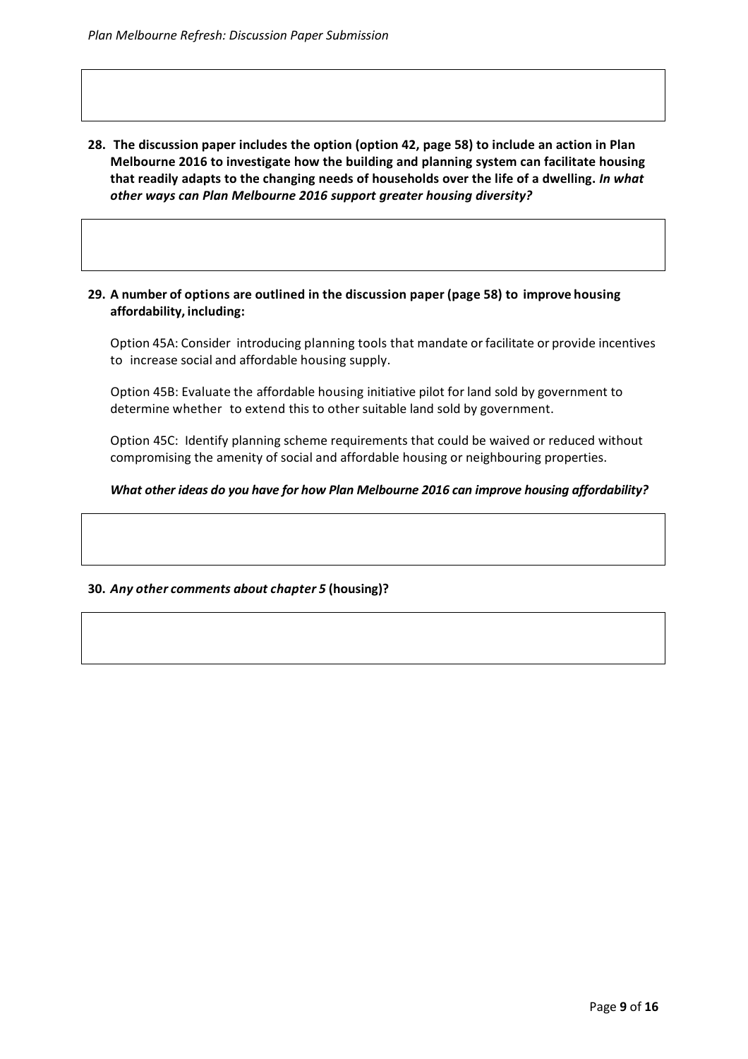**28. The discussion paper includes the option (option 42, page 58) to include an action in Plan Melbourne 2016 to investigate how the building and planning system can facilitate housing that readily adapts to the changing needs of households over the life of a dwelling.** ***In what other ways can Plan Melbourne 2016 support greater housing diversity?***

**29. A number of options are outlined in the discussion paper (page 58) to improve housing affordability, including:**

Option 45A: Consider introducing planning tools that mandate or facilitate or provide incentives to increase social and affordable housing supply.

Option 45B: Evaluate the affordable housing initiative pilot for land sold by government to determine whether to extend this to other suitable land sold by government.

Option 45C: Identify planning scheme requirements that could be waived or reduced without compromising the amenity of social and affordable housing or neighbouring properties.

***What other ideas do you have for how Plan Melbourne 2016 can improve housing affordability?***

**30.** ***Any other comments about chapter 5*** **(housing)?**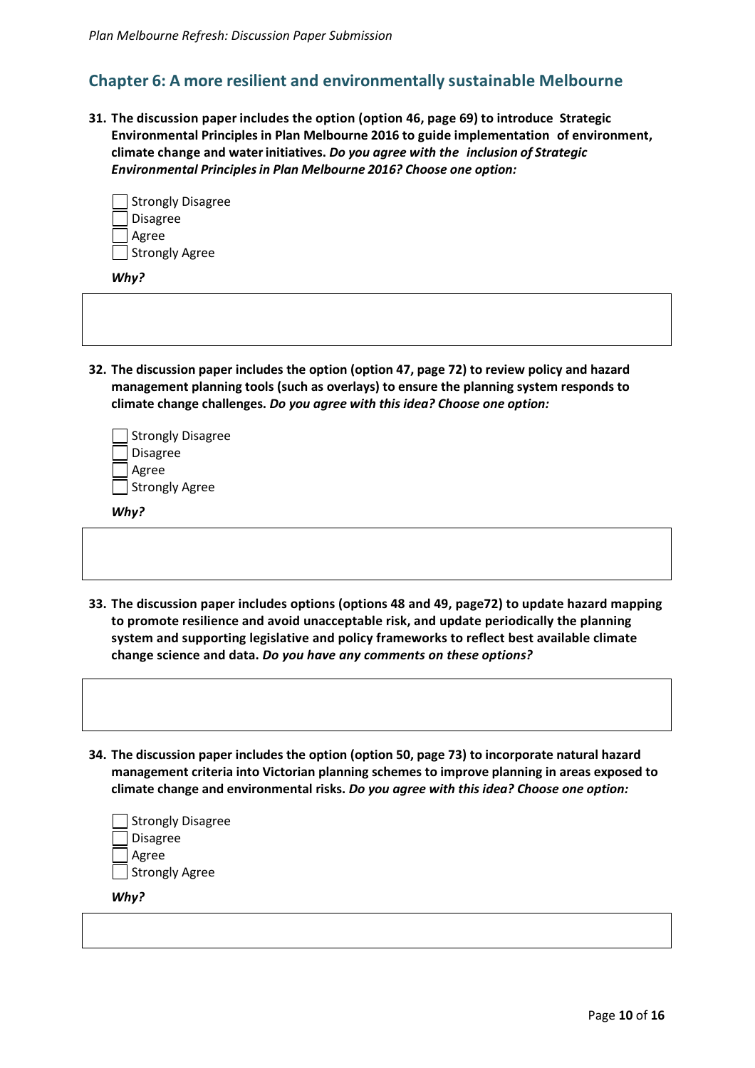## Chapter 6: A more resilient and environmentally sustainable Melbourne

**31. The discussion paper includes the option (option 46, page 69) to introduce Strategic Environmental Principles in Plan Melbourne 2016 to guide implementation of environment, climate change and water initiatives.** ***Do you agree with the inclusion of Strategic Environmental Principles in Plan Melbourne 2016? Choose one option:***

- [ ] Strongly Disagree
- [ ] Disagree
- [ ] Agree
- [ ] Strongly Agree

***Why?***

**32. The discussion paper includes the option (option 47, page 72) to review policy and hazard management planning tools (such as overlays) to ensure the planning system responds to climate change challenges.** ***Do you agree with this idea? Choose one option:***

- [ ] Strongly Disagree
- [ ] Disagree
- [ ] Agree
- [ ] Strongly Agree

***Why?***

**33. The discussion paper includes options (options 48 and 49, page72) to update hazard mapping to promote resilience and avoid unacceptable risk, and update periodically the planning system and supporting legislative and policy frameworks to reflect best available climate change science and data.** ***Do you have any comments on these options?***

**34. The discussion paper includes the option (option 50, page 73) to incorporate natural hazard management criteria into Victorian planning schemes to improve planning in areas exposed to climate change and environmental risks.** ***Do you agree with this idea? Choose one option:***

- [ ] Strongly Disagree
- [ ] Disagree
- [ ] Agree
- [ ] Strongly Agree

***Why?***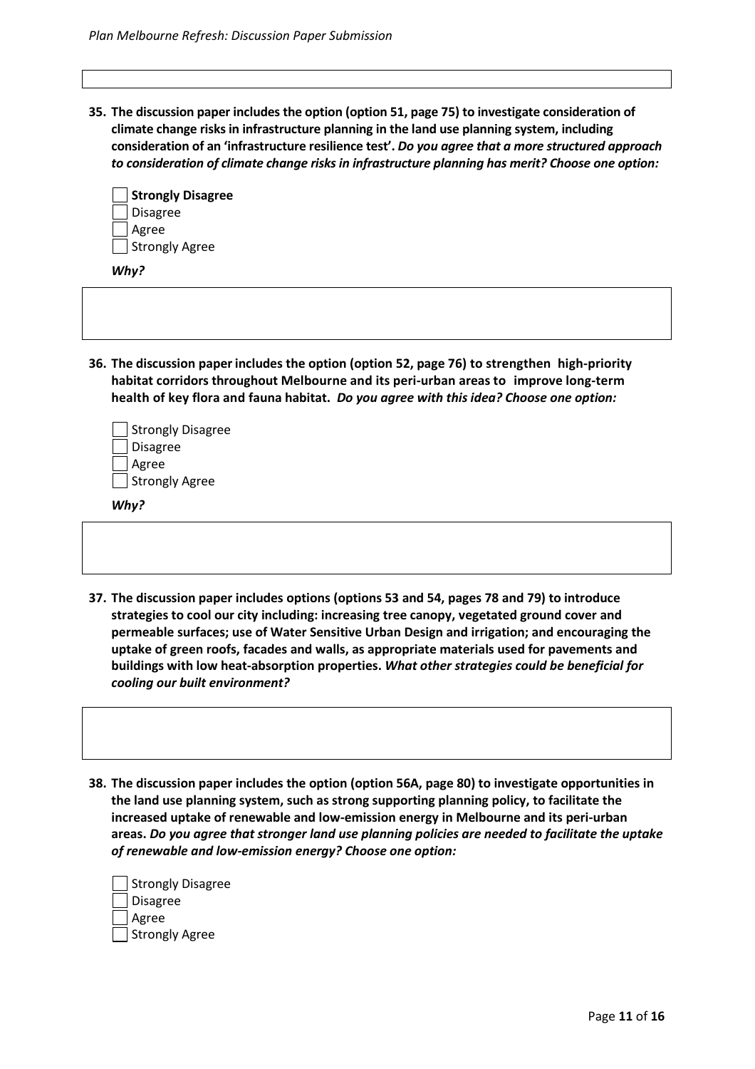**35. The discussion paper includes the option (option 51, page 75) to investigate consideration of climate change risks in infrastructure planning in the land use planning system, including consideration of an 'infrastructure resilience test'. *Do you agree that a more structured approach to consideration of climate change risks in infrastructure planning has merit? Choose one option:***

- [ ] **Strongly Disagree**
- [ ] Disagree
- [ ] Agree
- [ ] Strongly Agree

***Why?***

**36. The discussion paper includes the option (option 52, page 76) to strengthen high-priority habitat corridors throughout Melbourne and its peri-urban areas to improve long-term health of key flora and fauna habitat. *Do you agree with this idea? Choose one option:***

- [ ] Strongly Disagree
- [ ] Disagree
- [ ] Agree
- [ ] Strongly Agree

***Why?***

**37. The discussion paper includes options (options 53 and 54, pages 78 and 79) to introduce strategies to cool our city including: increasing tree canopy, vegetated ground cover and permeable surfaces; use of Water Sensitive Urban Design and irrigation; and encouraging the uptake of green roofs, facades and walls, as appropriate materials used for pavements and buildings with low heat-absorption properties. *What other strategies could be beneficial for cooling our built environment?***

**38. The discussion paper includes the option (option 56A, page 80) to investigate opportunities in the land use planning system, such as strong supporting planning policy, to facilitate the increased uptake of renewable and low-emission energy in Melbourne and its peri-urban areas. *Do you agree that stronger land use planning policies are needed to facilitate the uptake of renewable and low-emission energy? Choose one option:***

- [ ] Strongly Disagree
- [ ] Disagree
- [ ] Agree
- [ ] Strongly Agree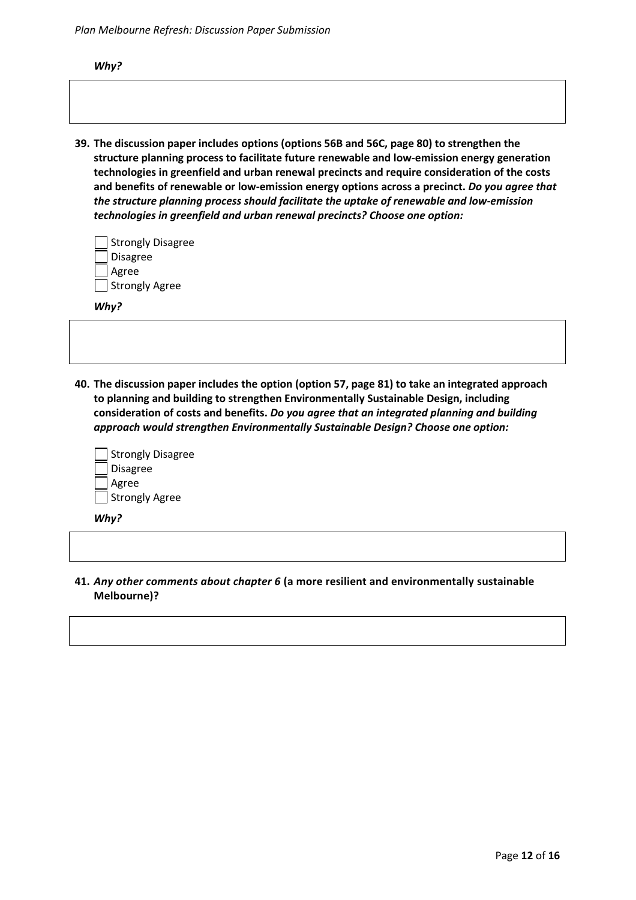*Why?*

39. **The discussion paper includes options (options 56B and 56C, page 80) to strengthen the structure planning process to facilitate future renewable and low-emission energy generation technologies in greenfield and urban renewal precincts and require consideration of the costs and benefits of renewable or low-emission energy options across a precinct.** ***Do you agree that the structure planning process should facilitate the uptake of renewable and low-emission technologies in greenfield and urban renewal precincts? Choose one option:***

   - [ ] Strongly Disagree
   - [ ] Disagree
   - [ ] Agree
   - [ ] Strongly Agree

   *Why?*

40. **The discussion paper includes the option (option 57, page 81) to take an integrated approach to planning and building to strengthen Environmentally Sustainable Design, including consideration of costs and benefits.** ***Do you agree that an integrated planning and building approach would strengthen Environmentally Sustainable Design? Choose one option:***

   - [ ] Strongly Disagree
   - [ ] Disagree
   - [ ] Agree
   - [ ] Strongly Agree

   *Why?*

41. ***Any other comments about chapter 6*** **(a more resilient and environmentally sustainable Melbourne)?**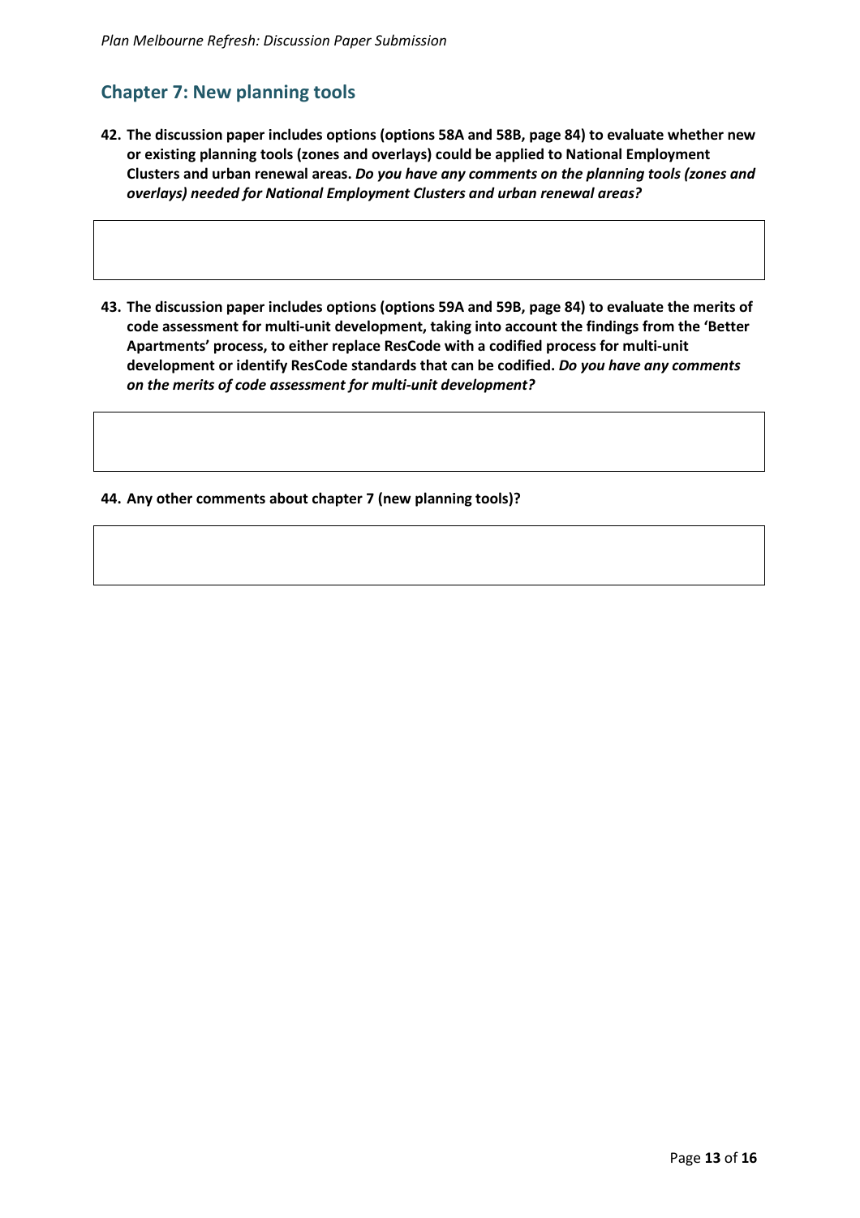## Chapter 7: New planning tools

42. **The discussion paper includes options (options 58A and 58B, page 84) to evaluate whether new or existing planning tools (zones and overlays) could be applied to National Employment Clusters and urban renewal areas.** ***Do you have any comments on the planning tools (zones and overlays) needed for National Employment Clusters and urban renewal areas?***

43. **The discussion paper includes options (options 59A and 59B, page 84) to evaluate the merits of code assessment for multi-unit development, taking into account the findings from the 'Better Apartments' process, to either replace ResCode with a codified process for multi-unit development or identify ResCode standards that can be codified.** ***Do you have any comments on the merits of code assessment for multi-unit development?***

44. **Any other comments about chapter 7 (new planning tools)?**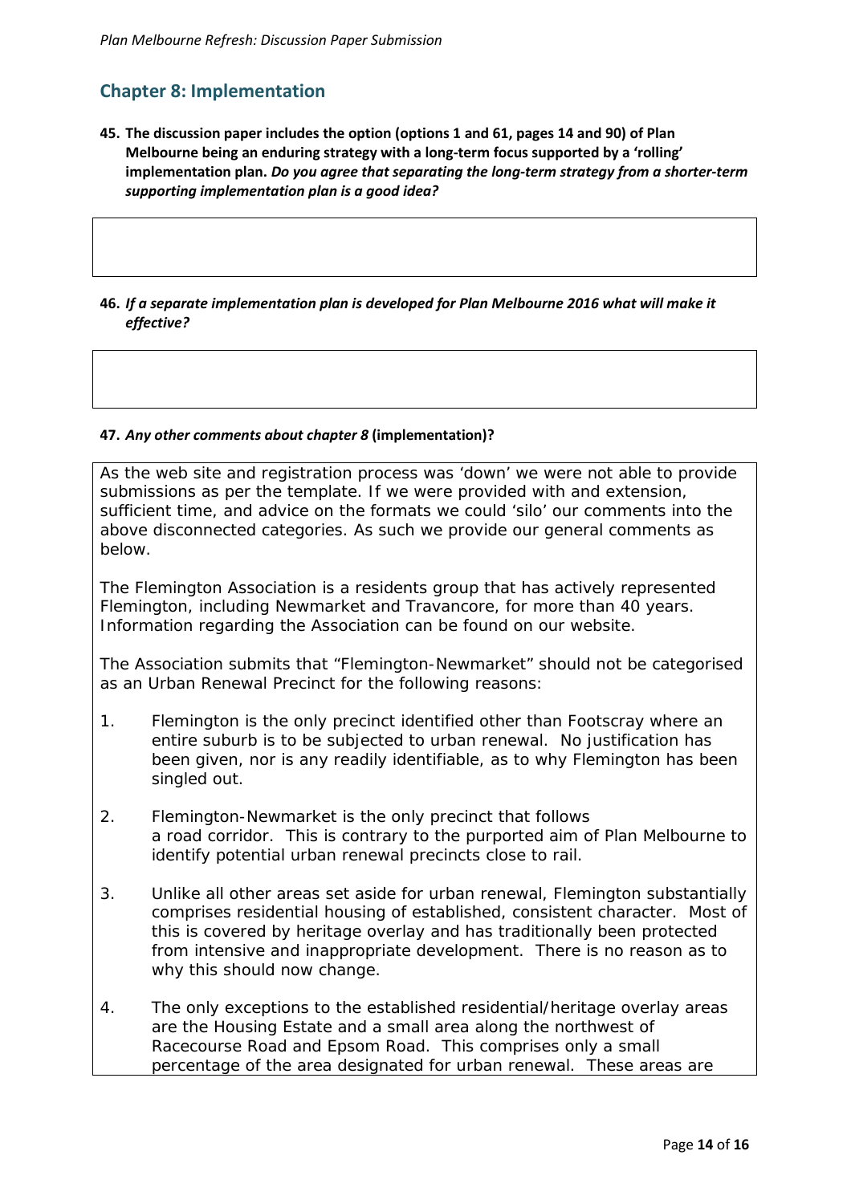## Chapter 8: Implementation

**45. The discussion paper includes the option (options 1 and 61, pages 14 and 90) of Plan Melbourne being an enduring strategy with a long-term focus supported by a 'rolling' implementation plan.** ***Do you agree that separating the long-term strategy from a shorter-term supporting implementation plan is a good idea?***

**46.** ***If a separate implementation plan is developed for Plan Melbourne 2016 what will make it effective?***

**47.** ***Any other comments about chapter 8*** **(implementation)?**

As the web site and registration process was 'down' we were not able to provide submissions as per the template. If we were provided with and extension, sufficient time, and advice on the formats we could 'silo' our comments into the above disconnected categories. As such we provide our general comments as below.

The Flemington Association is a residents group that has actively represented Flemington, including Newmarket and Travancore, for more than 40 years. Information regarding the Association can be found on our website.

The Association submits that "Flemington-Newmarket" should not be categorised as an Urban Renewal Precinct for the following reasons:

1. Flemington is the only precinct identified other than Footscray where an entire suburb is to be subjected to urban renewal. No justification has been given, nor is any readily identifiable, as to why Flemington has been singled out.

2. Flemington-Newmarket is the only precinct that follows a road corridor. This is contrary to the purported aim of Plan Melbourne to identify potential urban renewal precincts close to rail.

3. Unlike all other areas set aside for urban renewal, Flemington substantially comprises residential housing of established, consistent character. Most of this is covered by heritage overlay and has traditionally been protected from intensive and inappropriate development. There is no reason as to why this should now change.

4. The only exceptions to the established residential/heritage overlay areas are the Housing Estate and a small area along the northwest of Racecourse Road and Epsom Road. This comprises only a small percentage of the area designated for urban renewal. These areas are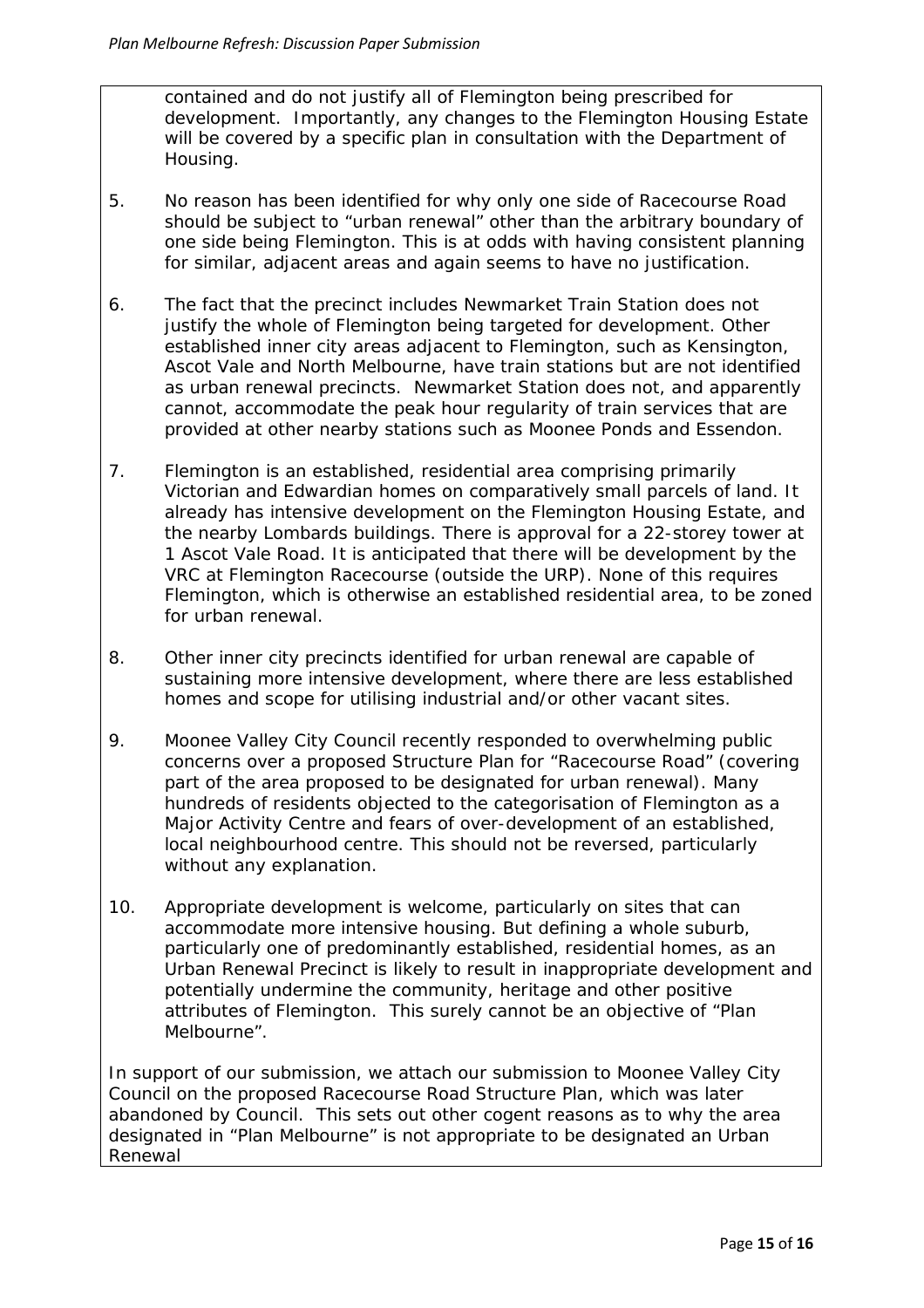contained and do not justify all of Flemington being prescribed for development. Importantly, any changes to the Flemington Housing Estate will be covered by a specific plan in consultation with the Department of Housing.

5. No reason has been identified for why only one side of Racecourse Road should be subject to "urban renewal" other than the arbitrary boundary of one side being Flemington. This is at odds with having consistent planning for similar, adjacent areas and again seems to have no justification.

6. The fact that the precinct includes Newmarket Train Station does not justify the whole of Flemington being targeted for development. Other established inner city areas adjacent to Flemington, such as Kensington, Ascot Vale and North Melbourne, have train stations but are not identified as urban renewal precincts. Newmarket Station does not, and apparently cannot, accommodate the peak hour regularity of train services that are provided at other nearby stations such as Moonee Ponds and Essendon.

7. Flemington is an established, residential area comprising primarily Victorian and Edwardian homes on comparatively small parcels of land. It already has intensive development on the Flemington Housing Estate, and the nearby Lombards buildings. There is approval for a 22-storey tower at 1 Ascot Vale Road. It is anticipated that there will be development by the VRC at Flemington Racecourse (outside the URP). None of this requires Flemington, which is otherwise an established residential area, to be zoned for urban renewal.

8. Other inner city precincts identified for urban renewal are capable of sustaining more intensive development, where there are less established homes and scope for utilising industrial and/or other vacant sites.

9. Moonee Valley City Council recently responded to overwhelming public concerns over a proposed Structure Plan for "Racecourse Road" (covering part of the area proposed to be designated for urban renewal). Many hundreds of residents objected to the categorisation of Flemington as a Major Activity Centre and fears of over-development of an established, local neighbourhood centre. This should not be reversed, particularly without any explanation.

10. Appropriate development is welcome, particularly on sites that can accommodate more intensive housing. But defining a whole suburb, particularly one of predominantly established, residential homes, as an Urban Renewal Precinct is likely to result in inappropriate development and potentially undermine the community, heritage and other positive attributes of Flemington. This surely cannot be an objective of "Plan Melbourne".

In support of our submission, we attach our submission to Moonee Valley City Council on the proposed Racecourse Road Structure Plan, which was later abandoned by Council. This sets out other cogent reasons as to why the area designated in "Plan Melbourne" is not appropriate to be designated an Urban Renewal